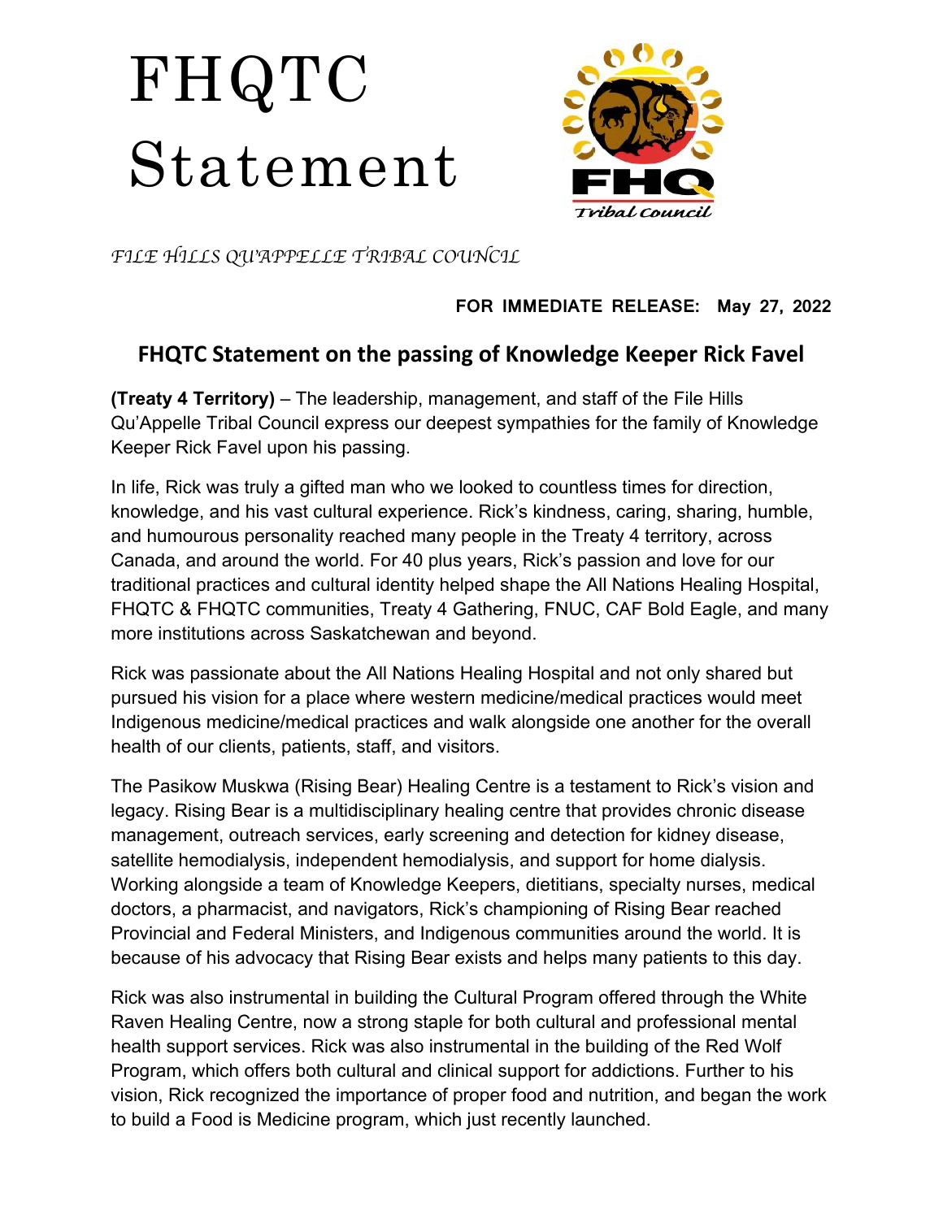# FHQTC Statement

*FILE HILLS QU'APPELLE TRIBAL COUNCIL*

**FOR IMMEDIATE RELEASE: May 27, 2022**

## FHQTC Statement on the passing of Knowledge Keeper Rick Favel

**(Treaty 4 Territory)** – The leadership, management, and staff of the File Hills Qu'Appelle Tribal Council express our deepest sympathies for the family of Knowledge Keeper Rick Favel upon his passing.

In life, Rick was truly a gifted man who we looked to countless times for direction, knowledge, and his vast cultural experience. Rick's kindness, caring, sharing, humble, and humourous personality reached many people in the Treaty 4 territory, across Canada, and around the world. For 40 plus years, Rick's passion and love for our traditional practices and cultural identity helped shape the All Nations Healing Hospital, FHQTC & FHQTC communities, Treaty 4 Gathering, FNUC, CAF Bold Eagle, and many more institutions across Saskatchewan and beyond.

Rick was passionate about the All Nations Healing Hospital and not only shared but pursued his vision for a place where western medicine/medical practices would meet Indigenous medicine/medical practices and walk alongside one another for the overall health of our clients, patients, staff, and visitors.

The Pasikow Muskwa (Rising Bear) Healing Centre is a testament to Rick's vision and legacy. Rising Bear is a multidisciplinary healing centre that provides chronic disease management, outreach services, early screening and detection for kidney disease, satellite hemodialysis, independent hemodialysis, and support for home dialysis. Working alongside a team of Knowledge Keepers, dietitians, specialty nurses, medical doctors, a pharmacist, and navigators, Rick's championing of Rising Bear reached Provincial and Federal Ministers, and Indigenous communities around the world. It is because of his advocacy that Rising Bear exists and helps many patients to this day.

Rick was also instrumental in building the Cultural Program offered through the White Raven Healing Centre, now a strong staple for both cultural and professional mental health support services. Rick was also instrumental in the building of the Red Wolf Program, which offers both cultural and clinical support for addictions. Further to his vision, Rick recognized the importance of proper food and nutrition, and began the work to build a Food is Medicine program, which just recently launched.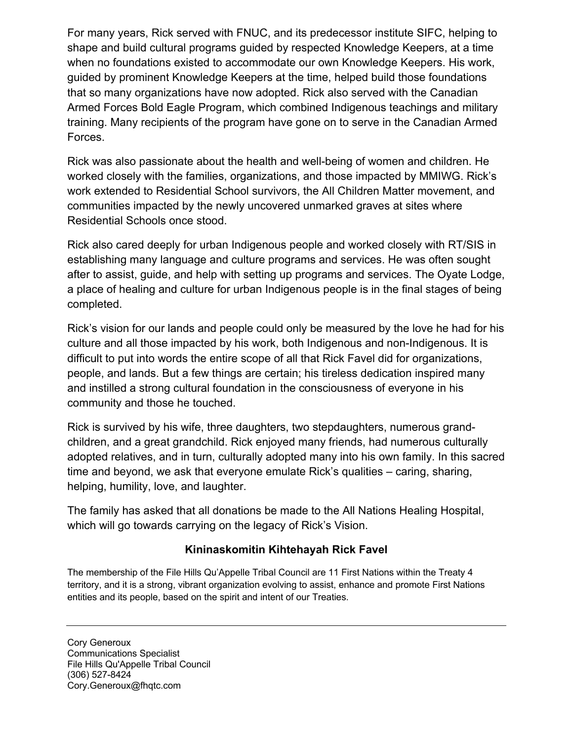For many years, Rick served with FNUC, and its predecessor institute SIFC, helping to shape and build cultural programs guided by respected Knowledge Keepers, at a time when no foundations existed to accommodate our own Knowledge Keepers. His work, guided by prominent Knowledge Keepers at the time, helped build those foundations that so many organizations have now adopted. Rick also served with the Canadian Armed Forces Bold Eagle Program, which combined Indigenous teachings and military training. Many recipients of the program have gone on to serve in the Canadian Armed Forces.

Rick was also passionate about the health and well-being of women and children. He worked closely with the families, organizations, and those impacted by MMIWG. Rick's work extended to Residential School survivors, the All Children Matter movement, and communities impacted by the newly uncovered unmarked graves at sites where Residential Schools once stood.

Rick also cared deeply for urban Indigenous people and worked closely with RT/SIS in establishing many language and culture programs and services. He was often sought after to assist, guide, and help with setting up programs and services. The Oyate Lodge, a place of healing and culture for urban Indigenous people is in the final stages of being completed.

Rick's vision for our lands and people could only be measured by the love he had for his culture and all those impacted by his work, both Indigenous and non-Indigenous. It is difficult to put into words the entire scope of all that Rick Favel did for organizations, people, and lands. But a few things are certain; his tireless dedication inspired many and instilled a strong cultural foundation in the consciousness of everyone in his community and those he touched.

Rick is survived by his wife, three daughters, two stepdaughters, numerous grand-children, and a great grandchild. Rick enjoyed many friends, had numerous culturally adopted relatives, and in turn, culturally adopted many into his own family. In this sacred time and beyond, we ask that everyone emulate Rick's qualities – caring, sharing, helping, humility, love, and laughter.

The family has asked that all donations be made to the All Nations Healing Hospital, which will go towards carrying on the legacy of Rick's Vision.

**Kininaskomitin Kihtehayah Rick Favel**

The membership of the File Hills Qu'Appelle Tribal Council are 11 First Nations within the Treaty 4 territory, and it is a strong, vibrant organization evolving to assist, enhance and promote First Nations entities and its people, based on the spirit and intent of our Treaties.

---

Cory Generoux
Communications Specialist
File Hills Qu'Appelle Tribal Council
(306) 527-8424
Cory.Generoux@fhqtc.com